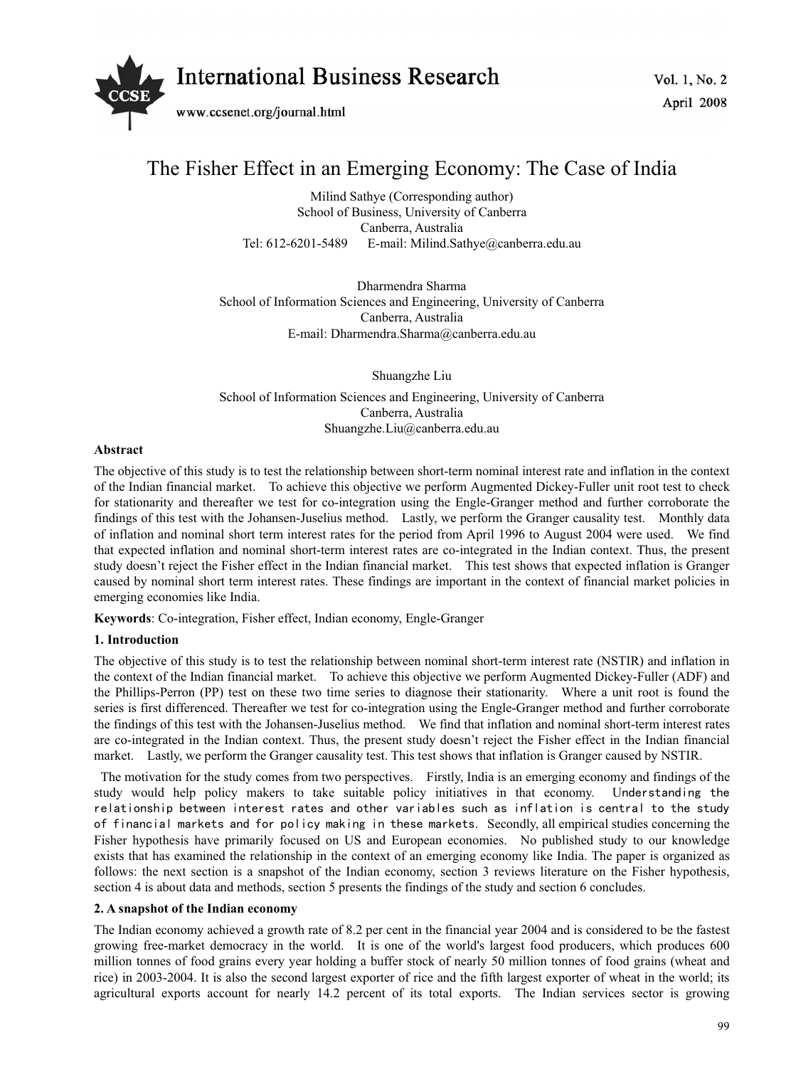# The Fisher Effect in an Emerging Economy: The Case of India

Milind Sathye (Corresponding author)
School of Business, University of Canberra
Canberra, Australia
Tel: 612-6201-5489 E-mail: Milind.Sathye@canberra.edu.au

Dharmendra Sharma
School of Information Sciences and Engineering, University of Canberra
Canberra, Australia
E-mail: Dharmendra.Sharma@canberra.edu.au

Shuangzhe Liu
School of Information Sciences and Engineering, University of Canberra
Canberra, Australia
Shuangzhe.Liu@canberra.edu.au

**Abstract**

The objective of this study is to test the relationship between short-term nominal interest rate and inflation in the context of the Indian financial market. To achieve this objective we perform Augmented Dickey-Fuller unit root test to check for stationarity and thereafter we test for co-integration using the Engle-Granger method and further corroborate the findings of this test with the Johansen-Juselius method. Lastly, we perform the Granger causality test. Monthly data of inflation and nominal short term interest rates for the period from April 1996 to August 2004 were used. We find that expected inflation and nominal short-term interest rates are co-integrated in the Indian context. Thus, the present study doesn't reject the Fisher effect in the Indian financial market. This test shows that expected inflation is Granger caused by nominal short term interest rates. These findings are important in the context of financial market policies in emerging economies like India.

**Keywords**: Co-integration, Fisher effect, Indian economy, Engle-Granger

## 1. Introduction

The objective of this study is to test the relationship between nominal short-term interest rate (NSTIR) and inflation in the context of the Indian financial market. To achieve this objective we perform Augmented Dickey-Fuller (ADF) and the Phillips-Perron (PP) test on these two time series to diagnose their stationarity. Where a unit root is found the series is first differenced. Thereafter we test for co-integration using the Engle-Granger method and further corroborate the findings of this test with the Johansen-Juselius method. We find that inflation and nominal short-term interest rates are co-integrated in the Indian context. Thus, the present study doesn't reject the Fisher effect in the Indian financial market. Lastly, we perform the Granger causality test. This test shows that inflation is Granger caused by NSTIR.

The motivation for the study comes from two perspectives. Firstly, India is an emerging economy and findings of the study would help policy makers to take suitable policy initiatives in that economy. Understanding the relationship between interest rates and other variables such as inflation is central to the study of financial markets and for policy making in these markets. Secondly, all empirical studies concerning the Fisher hypothesis have primarily focused on US and European economies. No published study to our knowledge exists that has examined the relationship in the context of an emerging economy like India. The paper is organized as follows: the next section is a snapshot of the Indian economy, section 3 reviews literature on the Fisher hypothesis, section 4 is about data and methods, section 5 presents the findings of the study and section 6 concludes.

## 2. A snapshot of the Indian economy

The Indian economy achieved a growth rate of 8.2 per cent in the financial year 2004 and is considered to be the fastest growing free-market democracy in the world. It is one of the world's largest food producers, which produces 600 million tonnes of food grains every year holding a buffer stock of nearly 50 million tonnes of food grains (wheat and rice) in 2003-2004. It is also the second largest exporter of rice and the fifth largest exporter of wheat in the world; its agricultural exports account for nearly 14.2 percent of its total exports. The Indian services sector is growing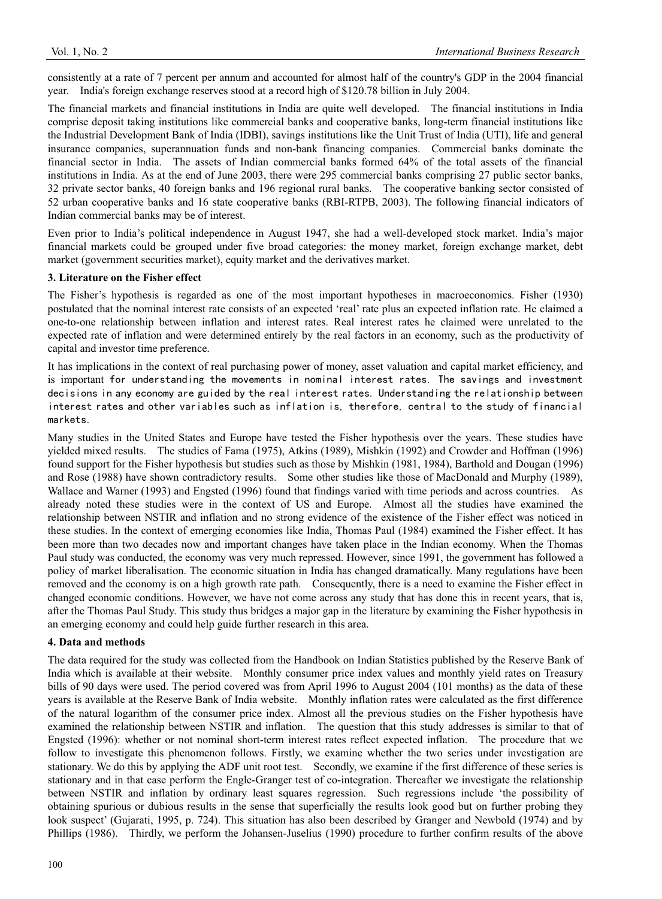consistently at a rate of 7 percent per annum and accounted for almost half of the country's GDP in the 2004 financial year. India's foreign exchange reserves stood at a record high of $120.78 billion in July 2004.

The financial markets and financial institutions in India are quite well developed. The financial institutions in India comprise deposit taking institutions like commercial banks and cooperative banks, long-term financial institutions like the Industrial Development Bank of India (IDBI), savings institutions like the Unit Trust of India (UTI), life and general insurance companies, superannuation funds and non-bank financing companies. Commercial banks dominate the financial sector in India. The assets of Indian commercial banks formed 64% of the total assets of the financial institutions in India. As at the end of June 2003, there were 295 commercial banks comprising 27 public sector banks, 32 private sector banks, 40 foreign banks and 196 regional rural banks. The cooperative banking sector consisted of 52 urban cooperative banks and 16 state cooperative banks (RBI-RTPB, 2003). The following financial indicators of Indian commercial banks may be of interest.

Even prior to India's political independence in August 1947, she had a well-developed stock market. India's major financial markets could be grouped under five broad categories: the money market, foreign exchange market, debt market (government securities market), equity market and the derivatives market.

### 3. Literature on the Fisher effect

The Fisher's hypothesis is regarded as one of the most important hypotheses in macroeconomics. Fisher (1930) postulated that the nominal interest rate consists of an expected 'real' rate plus an expected inflation rate. He claimed a one-to-one relationship between inflation and interest rates. Real interest rates he claimed were unrelated to the expected rate of inflation and were determined entirely by the real factors in an economy, such as the productivity of capital and investor time preference.

It has implications in the context of real purchasing power of money, asset valuation and capital market efficiency, and is important for understanding the movements in nominal interest rates. The savings and investment decisions in any economy are guided by the real interest rates. Understanding the relationship between interest rates and other variables such as inflation is, therefore, central to the study of financial markets.

Many studies in the United States and Europe have tested the Fisher hypothesis over the years. These studies have yielded mixed results. The studies of Fama (1975), Atkins (1989), Mishkin (1992) and Crowder and Hoffman (1996) found support for the Fisher hypothesis but studies such as those by Mishkin (1981, 1984), Barthold and Dougan (1996) and Rose (1988) have shown contradictory results. Some other studies like those of MacDonald and Murphy (1989), Wallace and Warner (1993) and Engsted (1996) found that findings varied with time periods and across countries. As already noted these studies were in the context of US and Europe. Almost all the studies have examined the relationship between NSTIR and inflation and no strong evidence of the existence of the Fisher effect was noticed in these studies. In the context of emerging economies like India, Thomas Paul (1984) examined the Fisher effect. It has been more than two decades now and important changes have taken place in the Indian economy. When the Thomas Paul study was conducted, the economy was very much repressed. However, since 1991, the government has followed a policy of market liberalisation. The economic situation in India has changed dramatically. Many regulations have been removed and the economy is on a high growth rate path. Consequently, there is a need to examine the Fisher effect in changed economic conditions. However, we have not come across any study that has done this in recent years, that is, after the Thomas Paul Study. This study thus bridges a major gap in the literature by examining the Fisher hypothesis in an emerging economy and could help guide further research in this area.

### 4. Data and methods

The data required for the study was collected from the Handbook on Indian Statistics published by the Reserve Bank of India which is available at their website. Monthly consumer price index values and monthly yield rates on Treasury bills of 90 days were used. The period covered was from April 1996 to August 2004 (101 months) as the data of these years is available at the Reserve Bank of India website. Monthly inflation rates were calculated as the first difference of the natural logarithm of the consumer price index. Almost all the previous studies on the Fisher hypothesis have examined the relationship between NSTIR and inflation. The question that this study addresses is similar to that of Engsted (1996): whether or not nominal short-term interest rates reflect expected inflation. The procedure that we follow to investigate this phenomenon follows. Firstly, we examine whether the two series under investigation are stationary. We do this by applying the ADF unit root test. Secondly, we examine if the first difference of these series is stationary and in that case perform the Engle-Granger test of co-integration. Thereafter we investigate the relationship between NSTIR and inflation by ordinary least squares regression. Such regressions include 'the possibility of obtaining spurious or dubious results in the sense that superficially the results look good but on further probing they look suspect' (Gujarati, 1995, p. 724). This situation has also been described by Granger and Newbold (1974) and by Phillips (1986). Thirdly, we perform the Johansen-Juselius (1990) procedure to further confirm results of the above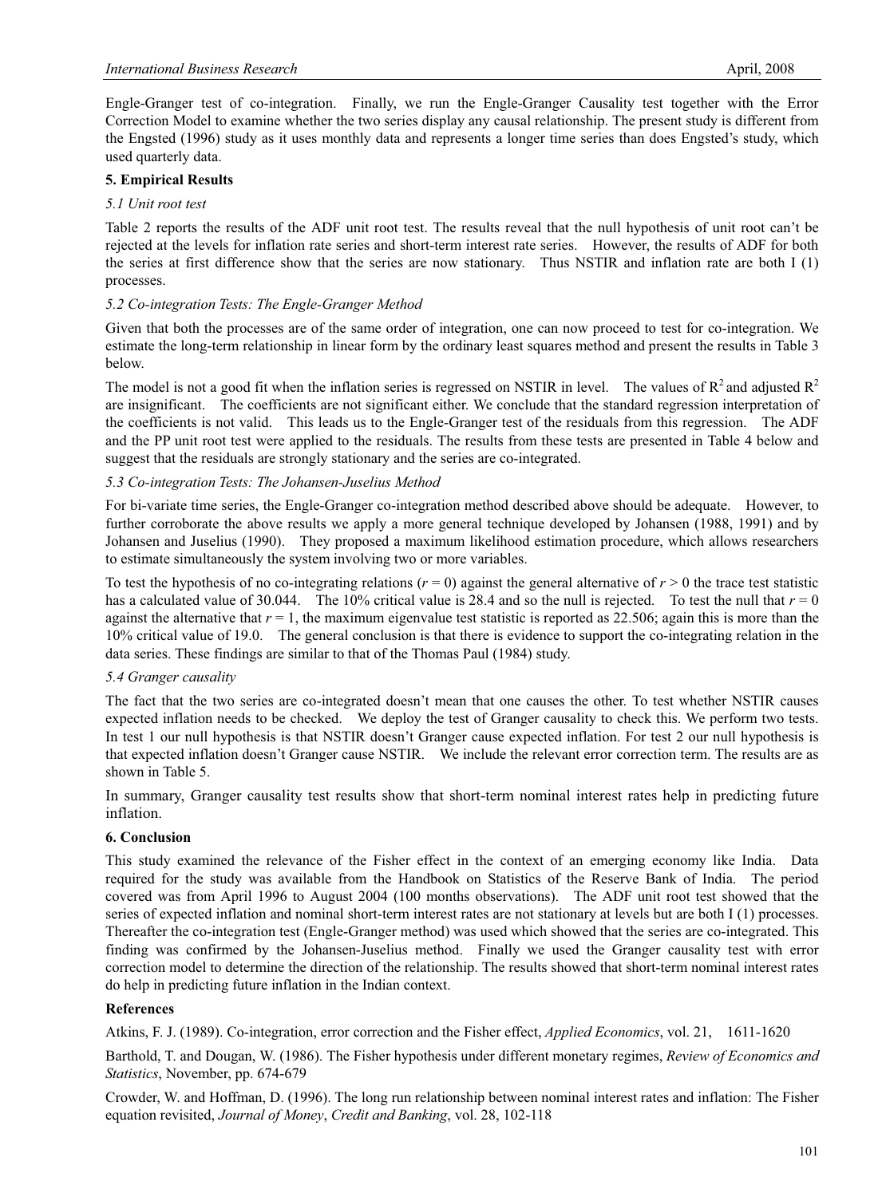Engle-Granger test of co-integration. Finally, we run the Engle-Granger Causality test together with the Error Correction Model to examine whether the two series display any causal relationship. The present study is different from the Engsted (1996) study as it uses monthly data and represents a longer time series than does Engsted's study, which used quarterly data.

## 5. Empirical Results

### *5.1 Unit root test*

Table 2 reports the results of the ADF unit root test. The results reveal that the null hypothesis of unit root can't be rejected at the levels for inflation rate series and short-term interest rate series. However, the results of ADF for both the series at first difference show that the series are now stationary. Thus NSTIR and inflation rate are both I (1) processes.

### *5.2 Co-integration Tests: The Engle-Granger Method*

Given that both the processes are of the same order of integration, one can now proceed to test for co-integration. We estimate the long-term relationship in linear form by the ordinary least squares method and present the results in Table 3 below.

The model is not a good fit when the inflation series is regressed on NSTIR in level. The values of $R^2$ and adjusted $R^2$ are insignificant. The coefficients are not significant either. We conclude that the standard regression interpretation of the coefficients is not valid. This leads us to the Engle-Granger test of the residuals from this regression. The ADF and the PP unit root test were applied to the residuals. The results from these tests are presented in Table 4 below and suggest that the residuals are strongly stationary and the series are co-integrated.

### *5.3 Co-integration Tests: The Johansen-Juselius Method*

For bi-variate time series, the Engle-Granger co-integration method described above should be adequate. However, to further corroborate the above results we apply a more general technique developed by Johansen (1988, 1991) and by Johansen and Juselius (1990). They proposed a maximum likelihood estimation procedure, which allows researchers to estimate simultaneously the system involving two or more variables.

To test the hypothesis of no co-integrating relations ($r = 0$) against the general alternative of $r > 0$ the trace test statistic has a calculated value of 30.044. The 10% critical value is 28.4 and so the null is rejected. To test the null that $r = 0$ against the alternative that $r = 1$, the maximum eigenvalue test statistic is reported as 22.506; again this is more than the 10% critical value of 19.0. The general conclusion is that there is evidence to support the co-integrating relation in the data series. These findings are similar to that of the Thomas Paul (1984) study.

### *5.4 Granger causality*

The fact that the two series are co-integrated doesn't mean that one causes the other. To test whether NSTIR causes expected inflation needs to be checked. We deploy the test of Granger causality to check this. We perform two tests. In test 1 our null hypothesis is that NSTIR doesn't Granger cause expected inflation. For test 2 our null hypothesis is that expected inflation doesn't Granger cause NSTIR. We include the relevant error correction term. The results are as shown in Table 5.

In summary, Granger causality test results show that short-term nominal interest rates help in predicting future inflation.

## 6. Conclusion

This study examined the relevance of the Fisher effect in the context of an emerging economy like India. Data required for the study was available from the Handbook on Statistics of the Reserve Bank of India. The period covered was from April 1996 to August 2004 (100 months observations). The ADF unit root test showed that the series of expected inflation and nominal short-term interest rates are not stationary at levels but are both I (1) processes. Thereafter the co-integration test (Engle-Granger method) was used which showed that the series are co-integrated. This finding was confirmed by the Johansen-Juselius method. Finally we used the Granger causality test with error correction model to determine the direction of the relationship. The results showed that short-term nominal interest rates do help in predicting future inflation in the Indian context.

## References

Atkins, F. J. (1989). Co-integration, error correction and the Fisher effect, *Applied Economics*, vol. 21, 1611-1620

Barthold, T. and Dougan, W. (1986). The Fisher hypothesis under different monetary regimes, *Review of Economics and Statistics*, November, pp. 674-679

Crowder, W. and Hoffman, D. (1996). The long run relationship between nominal interest rates and inflation: The Fisher equation revisited, *Journal of Money*, *Credit and Banking*, vol. 28, 102-118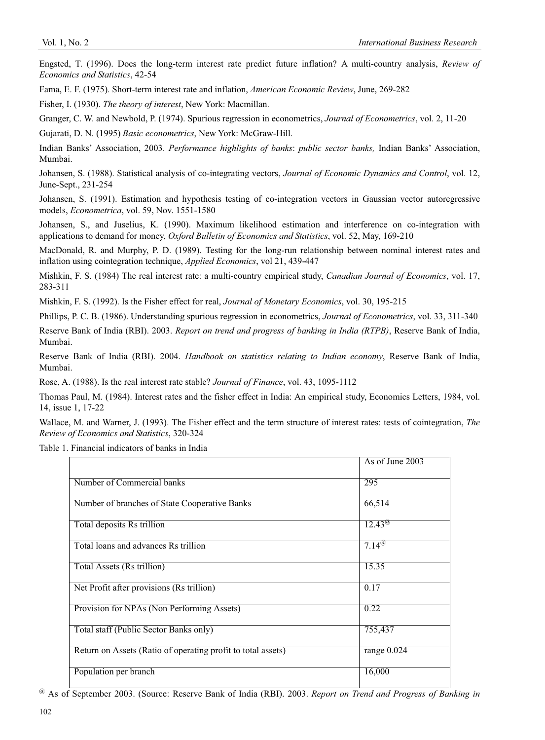Engsted, T. (1996). Does the long-term interest rate predict future inflation? A multi-country analysis, *Review of Economics and Statistics*, 42-54

Fama, E. F. (1975). Short-term interest rate and inflation, *American Economic Review*, June, 269-282

Fisher, I. (1930). *The theory of interest*, New York: Macmillan.

Granger, C. W. and Newbold, P. (1974). Spurious regression in econometrics, *Journal of Econometrics*, vol. 2, 11-20

Gujarati, D. N. (1995) *Basic econometrics*, New York: McGraw-Hill.

Indian Banks' Association, 2003. *Performance highlights of banks*: *public sector banks,* Indian Banks' Association, Mumbai.

Johansen, S. (1988). Statistical analysis of co-integrating vectors, *Journal of Economic Dynamics and Control*, vol. 12, June-Sept., 231-254

Johansen, S. (1991). Estimation and hypothesis testing of co-integration vectors in Gaussian vector autoregressive models, *Econometrica*, vol. 59, Nov. 1551-1580

Johansen, S., and Juselius, K. (1990). Maximum likelihood estimation and interference on co-integration with applications to demand for money, *Oxford Bulletin of Economics and Statistics*, vol. 52, May, 169-210

MacDonald, R. and Murphy, P. D. (1989). Testing for the long-run relationship between nominal interest rates and inflation using cointegration technique, *Applied Economics*, vol 21, 439-447

Mishkin, F. S. (1984) The real interest rate: a multi-country empirical study, *Canadian Journal of Economics*, vol. 17, 283-311

Mishkin, F. S. (1992). Is the Fisher effect for real, *Journal of Monetary Economics*, vol. 30, 195-215

Phillips, P. C. B. (1986). Understanding spurious regression in econometrics, *Journal of Econometrics*, vol. 33, 311-340

Reserve Bank of India (RBI). 2003. *Report on trend and progress of banking in India (RTPB)*, Reserve Bank of India, Mumbai.

Reserve Bank of India (RBI). 2004. *Handbook on statistics relating to Indian economy*, Reserve Bank of India, Mumbai.

Rose, A. (1988). Is the real interest rate stable? *Journal of Finance*, vol. 43, 1095-1112

Thomas Paul, M. (1984). Interest rates and the fisher effect in India: An empirical study, Economics Letters, 1984, vol. 14, issue 1, 17-22

Wallace, M. and Warner, J. (1993). The Fisher effect and the term structure of interest rates: tests of cointegration, *The Review of Economics and Statistics*, 320-324

Table 1. Financial indicators of banks in India

| | As of June 2003 |
|---|---|
| Number of Commercial banks | 295 |
| Number of branches of State Cooperative Banks | 66,514 |
| Total deposits Rs trillion | 12.43[@] |
| Total loans and advances Rs trillion | 7.14[@] |
| Total Assets (Rs trillion) | 15.35 |
| Net Profit after provisions (Rs trillion) | 0.17 |
| Provision for NPAs (Non Performing Assets) | 0.22 |
| Total staff (Public Sector Banks only) | 755,437 |
| Return on Assets (Ratio of operating profit to total assets) | range 0.024 |
| Population per branch | 16,000 |

[@] As of September 2003. (Source: Reserve Bank of India (RBI). 2003. *Report on Trend and Progress of Banking in*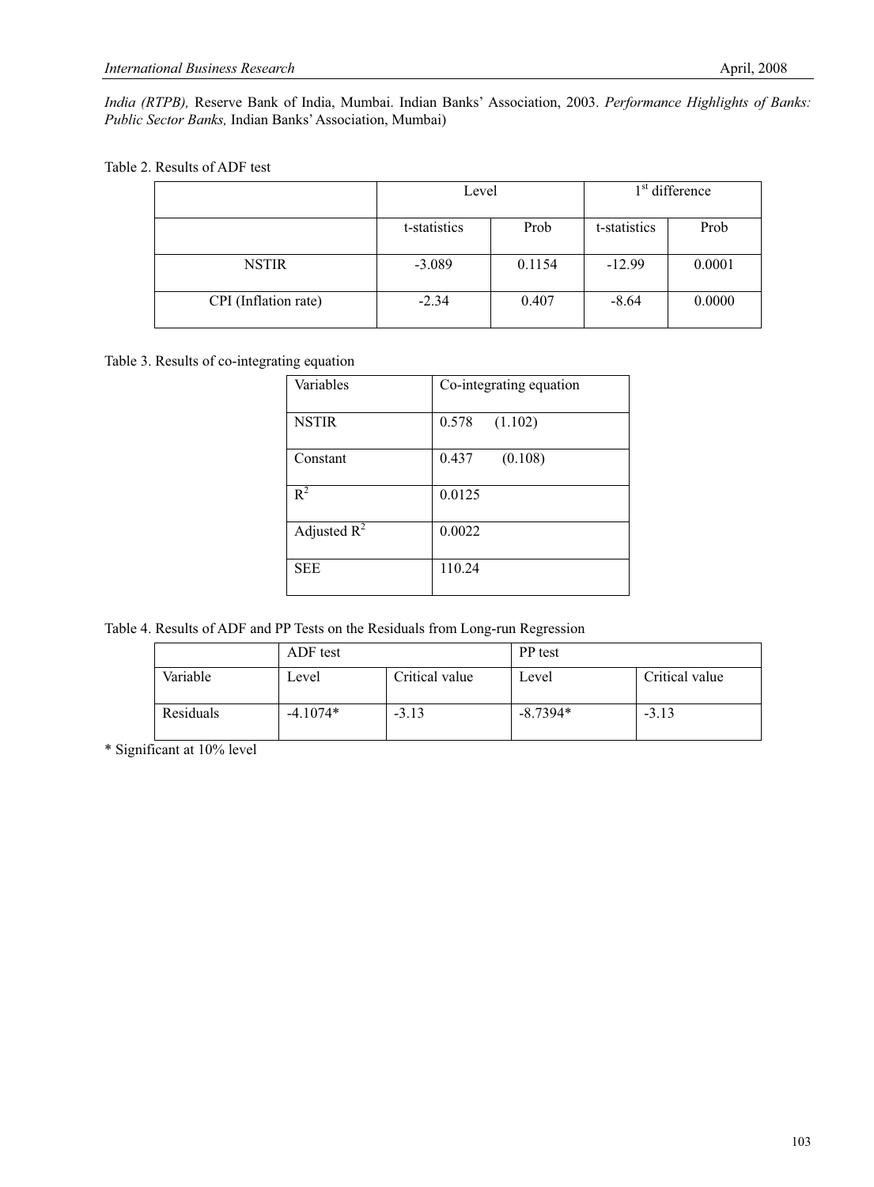*India (RTPB),* Reserve Bank of India, Mumbai. Indian Banks' Association, 2003. *Performance Highlights of Banks: Public Sector Banks,* Indian Banks' Association, Mumbai)

Table 2. Results of ADF test

| | Level | | 1st difference | |
|---|---|---|---|---|
| | t-statistics | Prob | t-statistics | Prob |
| NSTIR | -3.089 | 0.1154 | -12.99 | 0.0001 |
| CPI (Inflation rate) | -2.34 | 0.407 | -8.64 | 0.0000 |

Table 3. Results of co-integrating equation

| Variables | Co-integrating equation |
|---|---|
| NSTIR | 0.578 (1.102) |
| Constant | 0.437 (0.108) |
| $R^2$ | 0.0125 |
| Adjusted $R^2$ | 0.0022 |
| SEE | 110.24 |

Table 4. Results of ADF and PP Tests on the Residuals from Long-run Regression

| | ADF test | | PP test | |
|---|---|---|---|---|
| Variable | Level | Critical value | Level | Critical value |
| Residuals | -4.1074* | -3.13 | -8.7394* | -3.13 |

* Significant at 10% level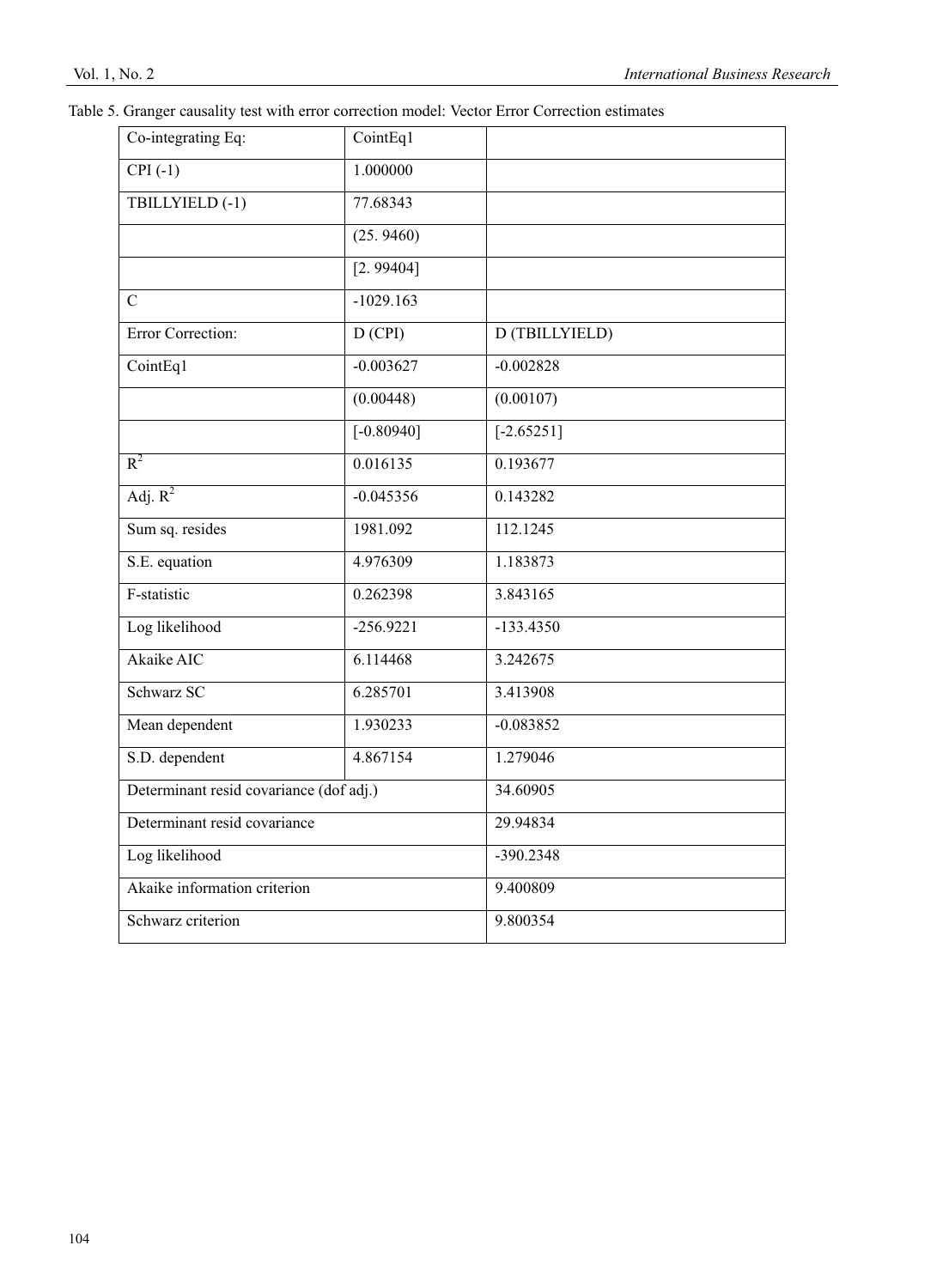Table 5. Granger causality test with error correction model: Vector Error Correction estimates

| | | |
|---|---|---|
| Co-integrating Eq: | CointEq1 | |
| CPI (-1) | 1.000000 | |
| TBILLYIELD (-1) | 77.68343 | |
| | (25. 9460) | |
| | [2. 99404] | |
| C | -1029.163 | |
| Error Correction: | D (CPI) | D (TBILLYIELD) |
| CointEq1 | -0.003627 | -0.002828 |
| | (0.00448) | (0.00107) |
| | [-0.80940] | [-2.65251] |
| $R^2$ | 0.016135 | 0.193677 |
| Adj. $R^2$ | -0.045356 | 0.143282 |
| Sum sq. resides | 1981.092 | 112.1245 |
| S.E. equation | 4.976309 | 1.183873 |
| F-statistic | 0.262398 | 3.843165 |
| Log likelihood | -256.9221 | -133.4350 |
| Akaike AIC | 6.114468 | 3.242675 |
| Schwarz SC | 6.285701 | 3.413908 |
| Mean dependent | 1.930233 | -0.083852 |
| S.D. dependent | 4.867154 | 1.279046 |
| Determinant resid covariance (dof adj.) | | 34.60905 |
| Determinant resid covariance | | 29.94834 |
| Log likelihood | | -390.2348 |
| Akaike information criterion | | 9.400809 |
| Schwarz criterion | | 9.800354 |